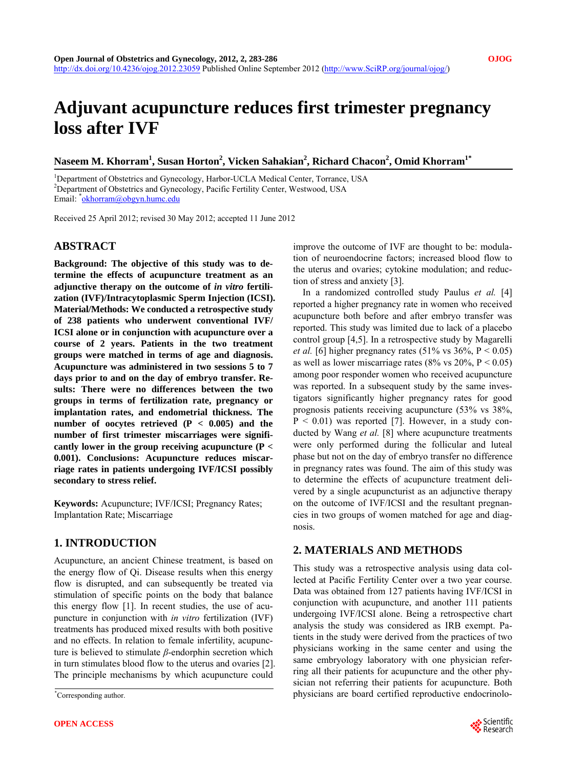# Adjuvant acupuncture reduces first trimester pregnancy loss after IVF

**Naseem M. Khorram[1], Susan Horton[2], Vicken Sahakian[2], Richard Chacon[2], Omid Khorram[1*]**

[1]Department of Obstetrics and Gynecology, Harbor-UCLA Medical Center, Torrance, USA
[2]Department of Obstetrics and Gynecology, Pacific Fertility Center, Westwood, USA
Email: [*]okhorram@obgyn.humc.edu

Received 25 April 2012; revised 30 May 2012; accepted 11 June 2012

## ABSTRACT

**Background: The objective of this study was to determine the effects of acupuncture treatment as an adjunctive therapy on the outcome of *in vitro* fertilization (IVF)/Intracytoplasmic Sperm Injection (ICSI). Material/Methods: We conducted a retrospective study of 238 patients who underwent conventional IVF/ICSI alone or in conjunction with acupuncture over a course of 2 years. Patients in the two treatment groups were matched in terms of age and diagnosis. Acupuncture was administered in two sessions 5 to 7 days prior to and on the day of embryo transfer. Results: There were no differences between the two groups in terms of fertilization rate, pregnancy or implantation rates, and endometrial thickness. The number of oocytes retrieved ($P < 0.005$) and the number of first trimester miscarriages were significantly lower in the group receiving acupuncture ($P < 0.001$). Conclusions: Acupuncture reduces miscarriage rates in patients undergoing IVF/ICSI possibly secondary to stress relief.**

**Keywords:** Acupuncture; IVF/ICSI; Pregnancy Rates; Implantation Rate; Miscarriage

## 1. INTRODUCTION

Acupuncture, an ancient Chinese treatment, is based on the energy flow of Qi. Disease results when this energy flow is disrupted, and can subsequently be treated via stimulation of specific points on the body that balance this energy flow [1]. In recent studies, the use of acupuncture in conjunction with *in vitro* fertilization (IVF) treatments has produced mixed results with both positive and no effects. In relation to female infertility, acupuncture is believed to stimulate $\beta$-endorphin secretion which in turn stimulates blood flow to the uterus and ovaries [2]. The principle mechanisms by which acupuncture could improve the outcome of IVF are thought to be: modulation of neuroendocrine factors; increased blood flow to the uterus and ovaries; cytokine modulation; and reduction of stress and anxiety [3].

In a randomized controlled study Paulus *et al.* [4] reported a higher pregnancy rate in women who received acupuncture both before and after embryo transfer was reported. This study was limited due to lack of a placebo control group [4,5]. In a retrospective study by Magarelli *et al.* [6] higher pregnancy rates (51% vs 36%, $P < 0.05$) as well as lower miscarriage rates (8% vs 20%, $P < 0.05$) among poor responder women who received acupuncture was reported. In a subsequent study by the same investigators significantly higher pregnancy rates for good prognosis patients receiving acupuncture (53% vs 38%, $P < 0.01$) was reported [7]. However, in a study conducted by Wang *et al.* [8] where acupuncture treatments were only performed during the follicular and luteal phase but not on the day of embryo transfer no difference in pregnancy rates was found. The aim of this study was to determine the effects of acupuncture treatment delivered by a single acupuncturist as an adjunctive therapy on the outcome of IVF/ICSI and the resultant pregnancies in two groups of women matched for age and diagnosis.

## 2. MATERIALS AND METHODS

This study was a retrospective analysis using data collected at Pacific Fertility Center over a two year course. Data was obtained from 127 patients having IVF/ICSI in conjunction with acupuncture, and another 111 patients undergoing IVF/ICSI alone. Being a retrospective chart analysis the study was considered as IRB exempt. Patients in the study were derived from the practices of two physicians working in the same center and using the same embryology laboratory with one physician referring all their patients for acupuncture and the other physician not referring their patients for acupuncture. Both physicians are board certified reproductive endocrinolo-

[*]Corresponding author.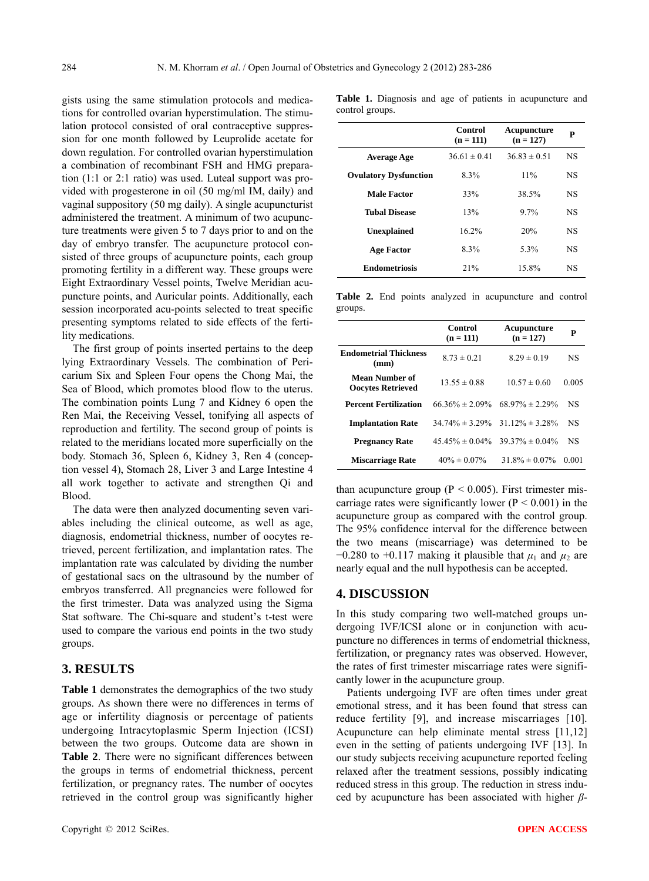gists using the same stimulation protocols and medications for controlled ovarian hyperstimulation. The stimulation protocol consisted of oral contraceptive suppression for one month followed by Leuprolide acetate for down regulation. For controlled ovarian hyperstimulation a combination of recombinant FSH and HMG preparation (1:1 or 2:1 ratio) was used. Luteal support was provided with progesterone in oil (50 mg/ml IM, daily) and vaginal suppository (50 mg daily). A single acupuncturist administered the treatment. A minimum of two acupuncture treatments were given 5 to 7 days prior to and on the day of embryo transfer. The acupuncture protocol consisted of three groups of acupuncture points, each group promoting fertility in a different way. These groups were Eight Extraordinary Vessel points, Twelve Meridian acupuncture points, and Auricular points. Additionally, each session incorporated acu-points selected to treat specific presenting symptoms related to side effects of the fertility medications.

The first group of points inserted pertains to the deep lying Extraordinary Vessels. The combination of Pericarium Six and Spleen Four opens the Chong Mai, the Sea of Blood, which promotes blood flow to the uterus. The combination points Lung 7 and Kidney 6 open the Ren Mai, the Receiving Vessel, tonifying all aspects of reproduction and fertility. The second group of points is related to the meridians located more superficially on the body. Stomach 36, Spleen 6, Kidney 3, Ren 4 (conception vessel 4), Stomach 28, Liver 3 and Large Intestine 4 all work together to activate and strengthen Qi and Blood.

The data were then analyzed documenting seven variables including the clinical outcome, as well as age, diagnosis, endometrial thickness, number of oocytes retrieved, percent fertilization, and implantation rates. The implantation rate was calculated by dividing the number of gestational sacs on the ultrasound by the number of embryos transferred. All pregnancies were followed for the first trimester. Data was analyzed using the Sigma Stat software. The Chi-square and student's t-test were used to compare the various end points in the two study groups.

## 3. RESULTS

**Table 1** demonstrates the demographics of the two study groups. As shown there were no differences in terms of age or infertility diagnosis or percentage of patients undergoing Intracytoplasmic Sperm Injection (ICSI) between the two groups. Outcome data are shown in **Table 2**. There were no significant differences between the groups in terms of endometrial thickness, percent fertilization, or pregnancy rates. The number of oocytes retrieved in the control group was significantly higher than acupuncture group ($P < 0.005$). First trimester miscarriage rates were significantly lower ($P < 0.001$) in the acupuncture group as compared with the control group. The 95% confidence interval for the difference between the two means (miscarriage) was determined to be −0.280 to +0.117 making it plausible that $\mu_1$ and $\mu_2$ are nearly equal and the null hypothesis can be accepted.

**Table 1.** Diagnosis and age of patients in acupuncture and control groups.

| | Control (n = 111) | Acupuncture (n = 127) | P |
|---|---|---|---|
| **Average Age** | 36.61 ± 0.41 | 36.83 ± 0.51 | NS |
| **Ovulatory Dysfunction** | 8.3% | 11% | NS |
| **Male Factor** | 33% | 38.5% | NS |
| **Tubal Disease** | 13% | 9.7% | NS |
| **Unexplained** | 16.2% | 20% | NS |
| **Age Factor** | 8.3% | 5.3% | NS |
| **Endometriosis** | 21% | 15.8% | NS |

**Table 2.** End points analyzed in acupuncture and control groups.

| | Control (n = 111) | Acupuncture (n = 127) | P |
|---|---|---|---|
| **Endometrial Thickness (mm)** | 8.73 ± 0.21 | 8.29 ± 0.19 | NS |
| **Mean Number of Oocytes Retrieved** | 13.55 ± 0.88 | 10.57 ± 0.60 | 0.005 |
| **Percent Fertilization** | 66.36% ± 2.09% | 68.97% ± 2.29% | NS |
| **Implantation Rate** | 34.74% ± 3.29% | 31.12% ± 3.28% | NS |
| **Pregnancy Rate** | 45.45% ± 0.04% | 39.37% ± 0.04% | NS |
| **Miscarriage Rate** | 40% ± 0.07% | 31.8% ± 0.07% | 0.001 |

## 4. DISCUSSION

In this study comparing two well-matched groups undergoing IVF/ICSI alone or in conjunction with acupuncture no differences in terms of endometrial thickness, fertilization, or pregnancy rates was observed. However, the rates of first trimester miscarriage rates were significantly lower in the acupuncture group.

Patients undergoing IVF are often times under great emotional stress, and it has been found that stress can reduce fertility [9], and increase miscarriages [10]. Acupuncture can help eliminate mental stress [11,12] even in the setting of patients undergoing IVF [13]. In our study subjects receiving acupuncture reported feeling relaxed after the treatment sessions, possibly indicating reduced stress in this group. The reduction in stress induced by acupuncture has been associated with higher *β*-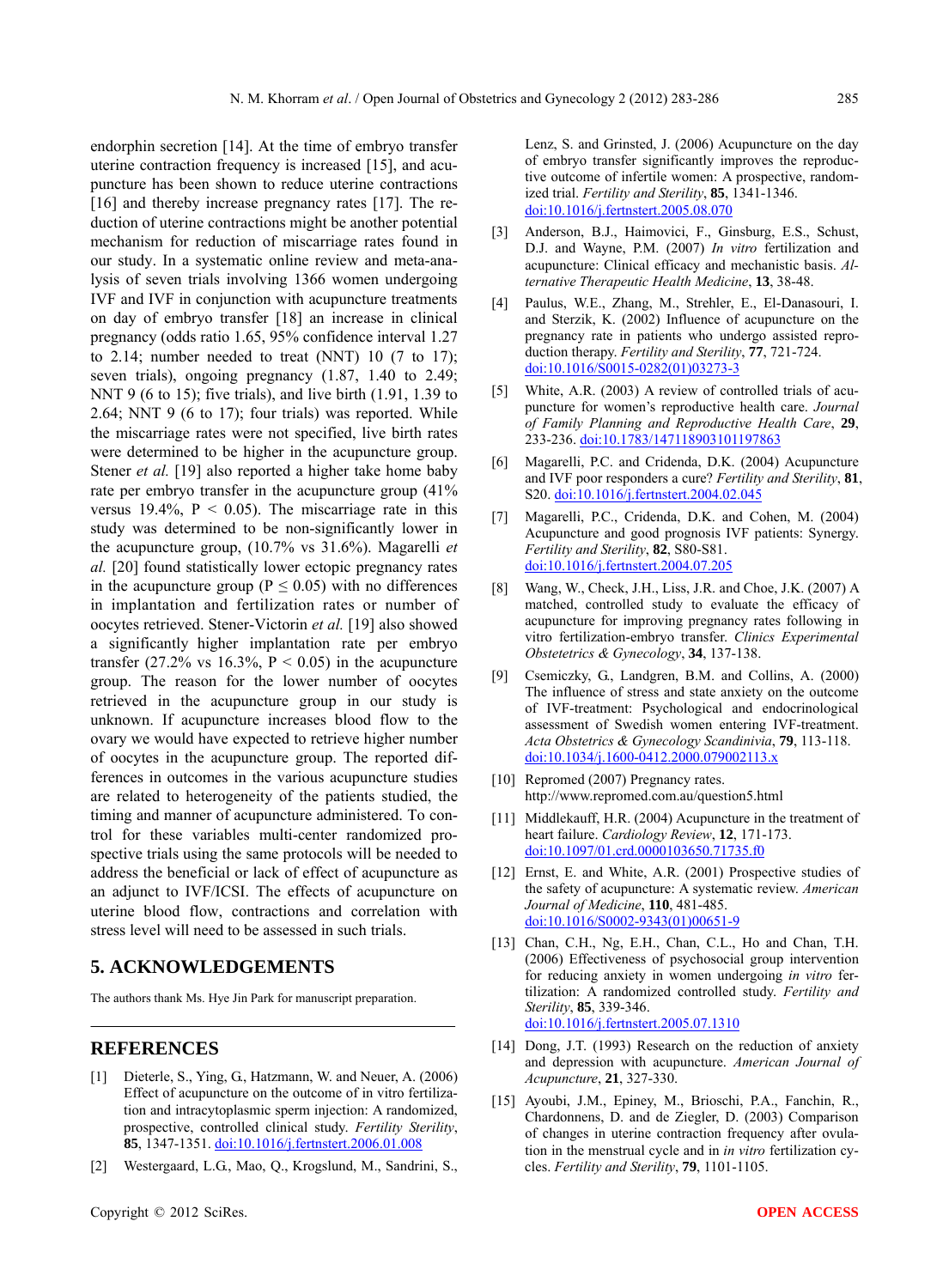endorphin secretion [14]. At the time of embryo transfer uterine contraction frequency is increased [15], and acupuncture has been shown to reduce uterine contractions [16] and thereby increase pregnancy rates [17]. The reduction of uterine contractions might be another potential mechanism for reduction of miscarriage rates found in our study. In a systematic online review and meta-analysis of seven trials involving 1366 women undergoing IVF and IVF in conjunction with acupuncture treatments on day of embryo transfer [18] an increase in clinical pregnancy (odds ratio 1.65, 95% confidence interval 1.27 to 2.14; number needed to treat (NNT) 10 (7 to 17); seven trials), ongoing pregnancy (1.87, 1.40 to 2.49; NNT 9 (6 to 15); five trials), and live birth (1.91, 1.39 to 2.64; NNT 9 (6 to 17); four trials) was reported. While the miscarriage rates were not specified, live birth rates were determined to be higher in the acupuncture group. Stener *et al.* [19] also reported a higher take home baby rate per embryo transfer in the acupuncture group (41% versus 19.4%, $P < 0.05$). The miscarriage rate in this study was determined to be non-significantly lower in the acupuncture group, (10.7% vs 31.6%). Magarelli *et al.* [20] found statistically lower ectopic pregnancy rates in the acupuncture group ($P \leq 0.05$) with no differences in implantation and fertilization rates or number of oocytes retrieved. Stener-Victorin *et al.* [19] also showed a significantly higher implantation rate per embryo transfer (27.2% vs 16.3%, $P < 0.05$) in the acupuncture group. The reason for the lower number of oocytes retrieved in the acupuncture group in our study is unknown. If acupuncture increases blood flow to the ovary we would have expected to retrieve higher number of oocytes in the acupuncture group. The reported differences in outcomes in the various acupuncture studies are related to heterogeneity of the patients studied, the timing and manner of acupuncture administered. To control for these variables multi-center randomized prospective trials using the same protocols will be needed to address the beneficial or lack of effect of acupuncture as an adjunct to IVF/ICSI. The effects of acupuncture on uterine blood flow, contractions and correlation with stress level will need to be assessed in such trials.

## 5. ACKNOWLEDGEMENTS

The authors thank Ms. Hye Jin Park for manuscript preparation.

## REFERENCES

[1] Dieterle, S., Ying, G., Hatzmann, W. and Neuer, A. (2006) Effect of acupuncture on the outcome of in vitro fertilization and intracytoplasmic sperm injection: A randomized, prospective, controlled clinical study. *Fertility Sterility*, **85**, 1347-1351. doi:10.1016/j.fertnstert.2006.01.008

[2] Westergaard, L.G., Mao, Q., Krogslund, M., Sandrini, S., Lenz, S. and Grinsted, J. (2006) Acupuncture on the day of embryo transfer significantly improves the reproductive outcome of infertile women: A prospective, randomized trial. *Fertility and Sterility*, **85**, 1341-1346. doi:10.1016/j.fertnstert.2005.08.070

[3] Anderson, B.J., Haimovici, F., Ginsburg, E.S., Schust, D.J. and Wayne, P.M. (2007) *In vitro* fertilization and acupuncture: Clinical efficacy and mechanistic basis. *Alternative Therapeutic Health Medicine*, **13**, 38-48.

[4] Paulus, W.E., Zhang, M., Strehler, E., El-Danasouri, I. and Sterzik, K. (2002) Influence of acupuncture on the pregnancy rate in patients who undergo assisted reproduction therapy. *Fertility and Sterility*, **77**, 721-724. doi:10.1016/S0015-0282(01)03273-3

[5] White, A.R. (2003) A review of controlled trials of acupuncture for women's reproductive health care. *Journal of Family Planning and Reproductive Health Care*, **29**, 233-236. doi:10.1783/147118903101197863

[6] Magarelli, P.C. and Cridenda, D.K. (2004) Acupuncture and IVF poor responders a cure? *Fertility and Sterility*, **81**, S20. doi:10.1016/j.fertnstert.2004.02.045

[7] Magarelli, P.C., Cridenda, D.K. and Cohen, M. (2004) Acupuncture and good prognosis IVF patients: Synergy. *Fertility and Sterility*, **82**, S80-S81. doi:10.1016/j.fertnstert.2004.07.205

[8] Wang, W., Check, J.H., Liss, J.R. and Choe, J.K. (2007) A matched, controlled study to evaluate the efficacy of acupuncture for improving pregnancy rates following in vitro fertilization-embryo transfer. *Clinics Experimental Obstetetrics & Gynecology*, **34**, 137-138.

[9] Csemiczky, G., Landgren, B.M. and Collins, A. (2000) The influence of stress and state anxiety on the outcome of IVF-treatment: Psychological and endocrinological assessment of Swedish women entering IVF-treatment. *Acta Obstetrics & Gynecology Scandinivia*, **79**, 113-118. doi:10.1034/j.1600-0412.2000.079002113.x

[10] Repromed (2007) Pregnancy rates. http://www.repromed.com.au/question5.html

[11] Middlekauff, H.R. (2004) Acupuncture in the treatment of heart failure. *Cardiology Review*, **12**, 171-173. doi:10.1097/01.crd.0000103650.71735.f0

[12] Ernst, E. and White, A.R. (2001) Prospective studies of the safety of acupuncture: A systematic review. *American Journal of Medicine*, **110**, 481-485. doi:10.1016/S0002-9343(01)00651-9

[13] Chan, C.H., Ng, E.H., Chan, C.L., Ho and Chan, T.H. (2006) Effectiveness of psychosocial group intervention for reducing anxiety in women undergoing *in vitro* fertilization: A randomized controlled study. *Fertility and Sterility*, **85**, 339-346. doi:10.1016/j.fertnstert.2005.07.1310

[14] Dong, J.T. (1993) Research on the reduction of anxiety and depression with acupuncture. *American Journal of Acupuncture*, **21**, 327-330.

[15] Ayoubi, J.M., Epiney, M., Brioschi, P.A., Fanchin, R., Chardonnens, D. and de Ziegler, D. (2003) Comparison of changes in uterine contraction frequency after ovulation in the menstrual cycle and in *in vitro* fertilization cycles. *Fertility and Sterility*, **79**, 1101-1105.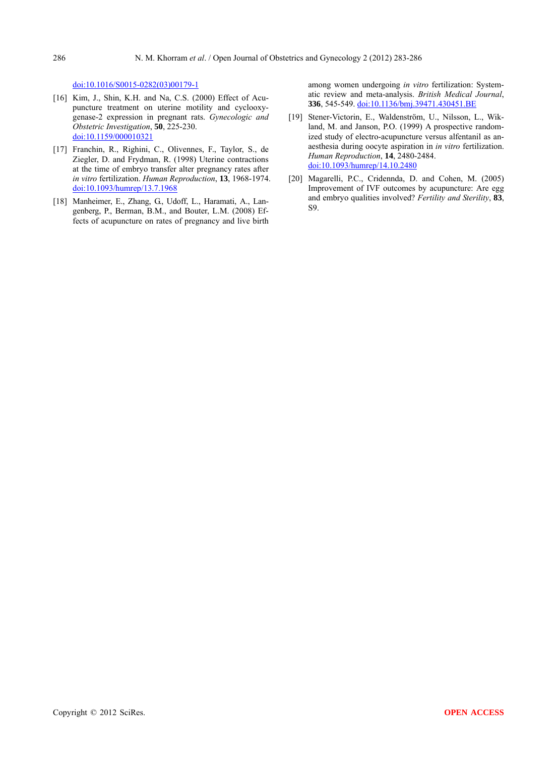doi:10.1016/S0015-0282(03)00179-1

[16] Kim, J., Shin, K.H. and Na, C.S. (2000) Effect of Acupuncture treatment on uterine motility and cyclooxygenase-2 expression in pregnant rats. *Gynecologic and Obstetric Investigation*, **50**, 225-230. doi:10.1159/000010321

[17] Franchin, R., Righini, C., Olivennes, F., Taylor, S., de Ziegler, D. and Frydman, R. (1998) Uterine contractions at the time of embryo transfer alter pregnancy rates after *in vitro* fertilization. *Human Reproduction*, **13**, 1968-1974. doi:10.1093/humrep/13.7.1968

[18] Manheimer, E., Zhang, G., Udoff, L., Haramati, A., Langenberg, P., Berman, B.M., and Bouter, L.M. (2008) Effects of acupuncture on rates of pregnancy and live birth among women undergoing *in vitro* fertilization: Systematic review and meta-analysis. *British Medical Journal*, **336**, 545-549. doi:10.1136/bmj.39471.430451.BE

[19] Stener-Victorin, E., Waldenström, U., Nilsson, L., Wikland, M. and Janson, P.O. (1999) A prospective randomized study of electro-acupuncture versus alfentanil as anaesthesia during oocyte aspiration in *in vitro* fertilization. *Human Reproduction*, **14**, 2480-2484. doi:10.1093/humrep/14.10.2480

[20] Magarelli, P.C., Cridennda, D. and Cohen, M. (2005) Improvement of IVF outcomes by acupuncture: Are egg and embryo qualities involved? *Fertility and Sterility*, **83**, S9.